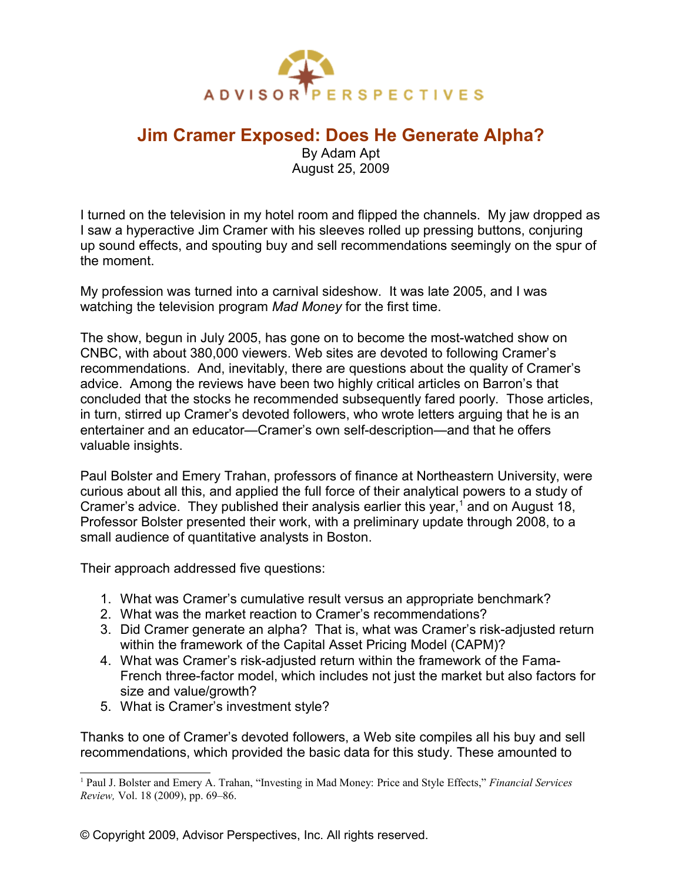ADVISOR PERSPECTIVES

# Jim Cramer Exposed: Does He Generate Alpha?

By Adam Apt
August 25, 2009

I turned on the television in my hotel room and flipped the channels. My jaw dropped as I saw a hyperactive Jim Cramer with his sleeves rolled up pressing buttons, conjuring up sound effects, and spouting buy and sell recommendations seemingly on the spur of the moment.

My profession was turned into a carnival sideshow. It was late 2005, and I was watching the television program *Mad Money* for the first time.

The show, begun in July 2005, has gone on to become the most-watched show on CNBC, with about 380,000 viewers. Web sites are devoted to following Cramer's recommendations. And, inevitably, there are questions about the quality of Cramer's advice. Among the reviews have been two highly critical articles on Barron's that concluded that the stocks he recommended subsequently fared poorly. Those articles, in turn, stirred up Cramer's devoted followers, who wrote letters arguing that he is an entertainer and an educator—Cramer's own self-description—and that he offers valuable insights.

Paul Bolster and Emery Trahan, professors of finance at Northeastern University, were curious about all this, and applied the full force of their analytical powers to a study of Cramer's advice. They published their analysis earlier this year,[1] and on August 18, Professor Bolster presented their work, with a preliminary update through 2008, to a small audience of quantitative analysts in Boston.

Their approach addressed five questions:

1. What was Cramer's cumulative result versus an appropriate benchmark?
2. What was the market reaction to Cramer's recommendations?
3. Did Cramer generate an alpha? That is, what was Cramer's risk-adjusted return within the framework of the Capital Asset Pricing Model (CAPM)?
4. What was Cramer's risk-adjusted return within the framework of the Fama-French three-factor model, which includes not just the market but also factors for size and value/growth?
5. What is Cramer's investment style?

Thanks to one of Cramer's devoted followers, a Web site compiles all his buy and sell recommendations, which provided the basic data for this study. These amounted to

[1] Paul J. Bolster and Emery A. Trahan, "Investing in Mad Money: Price and Style Effects," *Financial Services Review,* Vol. 18 (2009), pp. 69–86.

© Copyright 2009, Advisor Perspectives, Inc. All rights reserved.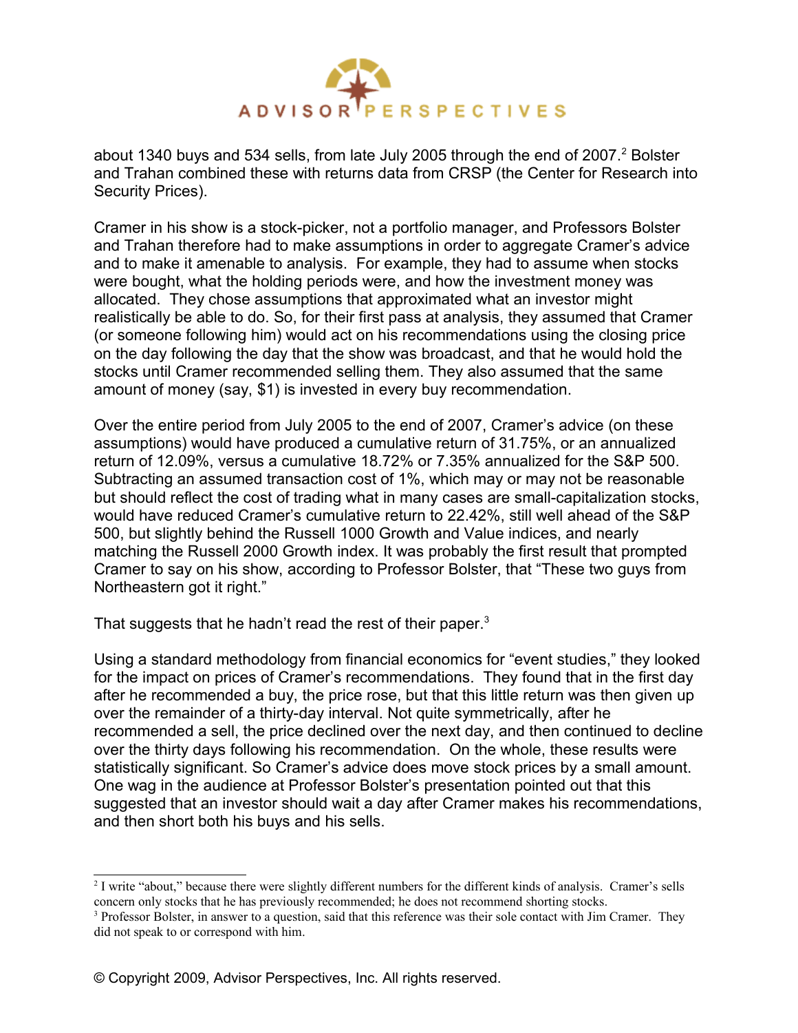about 1340 buys and 534 sells, from late July 2005 through the end of 2007.[2] Bolster and Trahan combined these with returns data from CRSP (the Center for Research into Security Prices).

Cramer in his show is a stock-picker, not a portfolio manager, and Professors Bolster and Trahan therefore had to make assumptions in order to aggregate Cramer's advice and to make it amenable to analysis. For example, they had to assume when stocks were bought, what the holding periods were, and how the investment money was allocated. They chose assumptions that approximated what an investor might realistically be able to do. So, for their first pass at analysis, they assumed that Cramer (or someone following him) would act on his recommendations using the closing price on the day following the day that the show was broadcast, and that he would hold the stocks until Cramer recommended selling them. They also assumed that the same amount of money (say, $1) is invested in every buy recommendation.

Over the entire period from July 2005 to the end of 2007, Cramer's advice (on these assumptions) would have produced a cumulative return of 31.75%, or an annualized return of 12.09%, versus a cumulative 18.72% or 7.35% annualized for the S&P 500. Subtracting an assumed transaction cost of 1%, which may or may not be reasonable but should reflect the cost of trading what in many cases are small-capitalization stocks, would have reduced Cramer's cumulative return to 22.42%, still well ahead of the S&P 500, but slightly behind the Russell 1000 Growth and Value indices, and nearly matching the Russell 2000 Growth index. It was probably the first result that prompted Cramer to say on his show, according to Professor Bolster, that "These two guys from Northeastern got it right."

That suggests that he hadn't read the rest of their paper.[3]

Using a standard methodology from financial economics for "event studies," they looked for the impact on prices of Cramer's recommendations. They found that in the first day after he recommended a buy, the price rose, but that this little return was then given up over the remainder of a thirty-day interval. Not quite symmetrically, after he recommended a sell, the price declined over the next day, and then continued to decline over the thirty days following his recommendation. On the whole, these results were statistically significant. So Cramer's advice does move stock prices by a small amount. One wag in the audience at Professor Bolster's presentation pointed out that this suggested that an investor should wait a day after Cramer makes his recommendations, and then short both his buys and his sells.

---

[2] I write "about," because there were slightly different numbers for the different kinds of analysis. Cramer's sells concern only stocks that he has previously recommended; he does not recommend shorting stocks.

[3] Professor Bolster, in answer to a question, said that this reference was their sole contact with Jim Cramer. They did not speak to or correspond with him.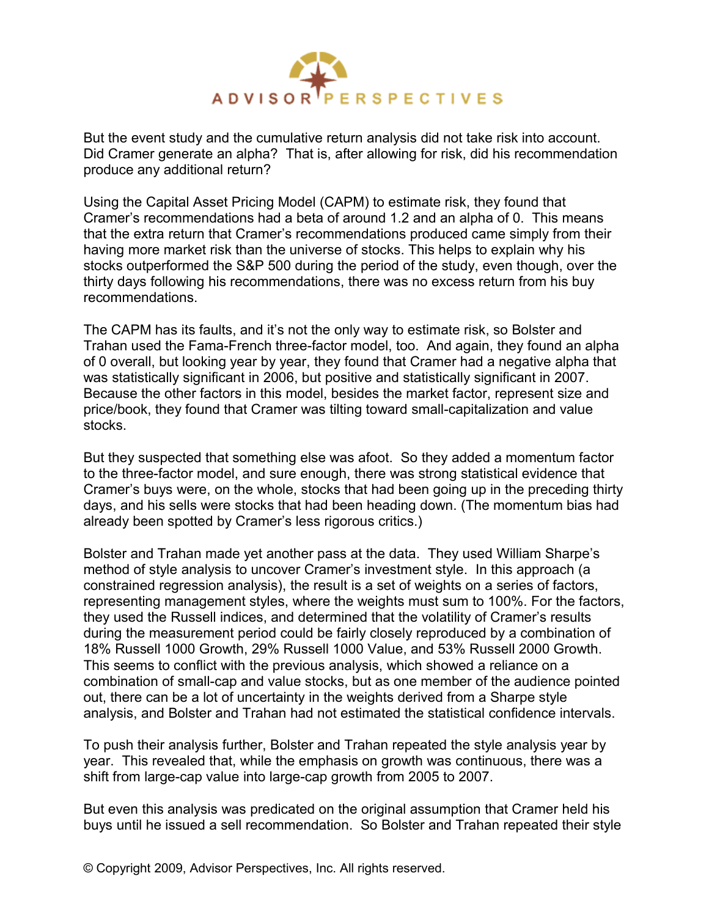But the event study and the cumulative return analysis did not take risk into account. Did Cramer generate an alpha? That is, after allowing for risk, did his recommendation produce any additional return?

Using the Capital Asset Pricing Model (CAPM) to estimate risk, they found that Cramer's recommendations had a beta of around 1.2 and an alpha of 0. This means that the extra return that Cramer's recommendations produced came simply from their having more market risk than the universe of stocks. This helps to explain why his stocks outperformed the S&P 500 during the period of the study, even though, over the thirty days following his recommendations, there was no excess return from his buy recommendations.

The CAPM has its faults, and it's not the only way to estimate risk, so Bolster and Trahan used the Fama-French three-factor model, too. And again, they found an alpha of 0 overall, but looking year by year, they found that Cramer had a negative alpha that was statistically significant in 2006, but positive and statistically significant in 2007. Because the other factors in this model, besides the market factor, represent size and price/book, they found that Cramer was tilting toward small-capitalization and value stocks.

But they suspected that something else was afoot. So they added a momentum factor to the three-factor model, and sure enough, there was strong statistical evidence that Cramer's buys were, on the whole, stocks that had been going up in the preceding thirty days, and his sells were stocks that had been heading down. (The momentum bias had already been spotted by Cramer's less rigorous critics.)

Bolster and Trahan made yet another pass at the data. They used William Sharpe's method of style analysis to uncover Cramer's investment style. In this approach (a constrained regression analysis), the result is a set of weights on a series of factors, representing management styles, where the weights must sum to 100%. For the factors, they used the Russell indices, and determined that the volatility of Cramer's results during the measurement period could be fairly closely reproduced by a combination of 18% Russell 1000 Growth, 29% Russell 1000 Value, and 53% Russell 2000 Growth. This seems to conflict with the previous analysis, which showed a reliance on a combination of small-cap and value stocks, but as one member of the audience pointed out, there can be a lot of uncertainty in the weights derived from a Sharpe style analysis, and Bolster and Trahan had not estimated the statistical confidence intervals.

To push their analysis further, Bolster and Trahan repeated the style analysis year by year. This revealed that, while the emphasis on growth was continuous, there was a shift from large-cap value into large-cap growth from 2005 to 2007.

But even this analysis was predicated on the original assumption that Cramer held his buys until he issued a sell recommendation. So Bolster and Trahan repeated their style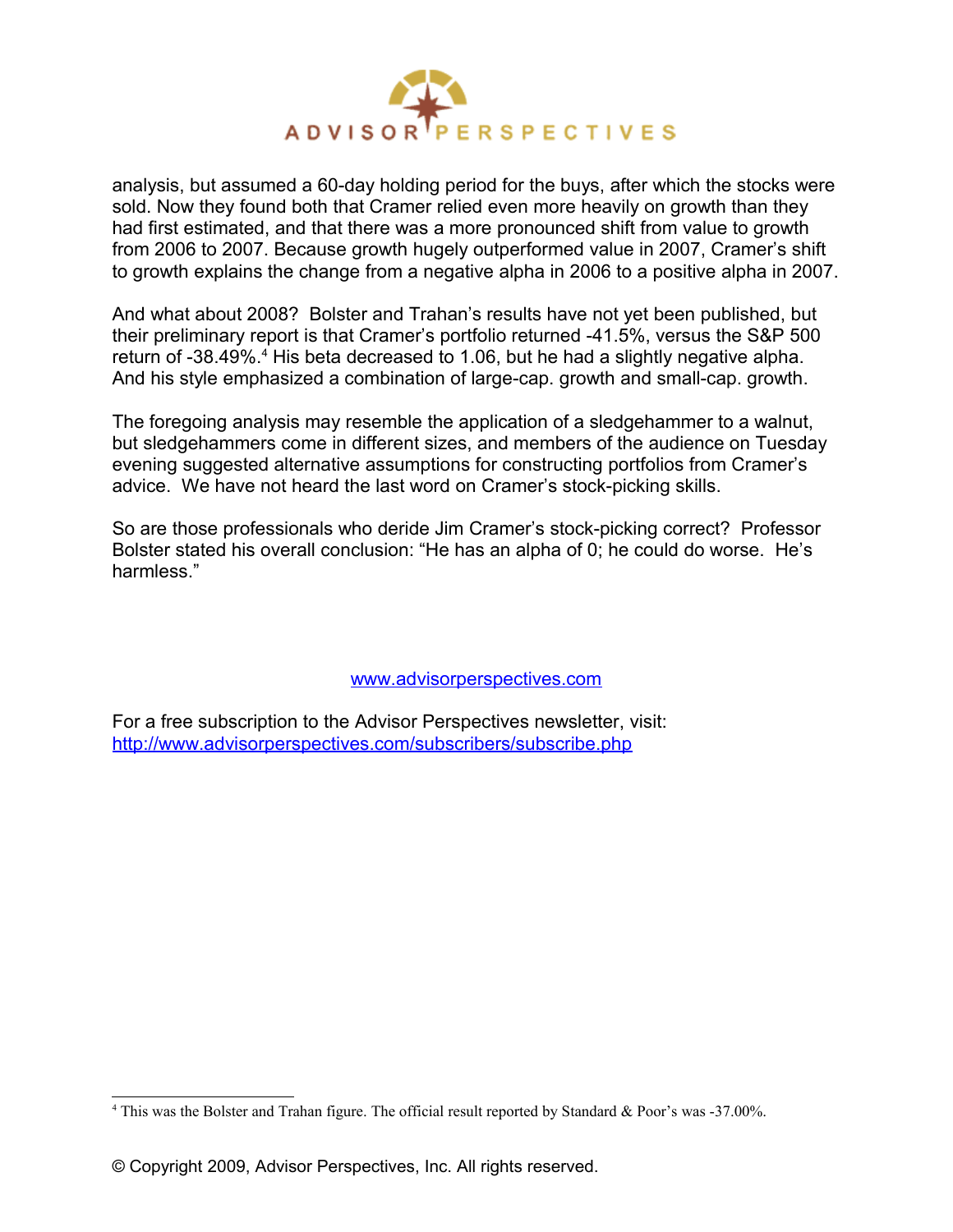analysis, but assumed a 60-day holding period for the buys, after which the stocks were sold. Now they found both that Cramer relied even more heavily on growth than they had first estimated, and that there was a more pronounced shift from value to growth from 2006 to 2007. Because growth hugely outperformed value in 2007, Cramer's shift to growth explains the change from a negative alpha in 2006 to a positive alpha in 2007.

And what about 2008? Bolster and Trahan's results have not yet been published, but their preliminary report is that Cramer's portfolio returned -41.5%, versus the S&P 500 return of -38.49%.[4] His beta decreased to 1.06, but he had a slightly negative alpha. And his style emphasized a combination of large-cap. growth and small-cap. growth.

The foregoing analysis may resemble the application of a sledgehammer to a walnut, but sledgehammers come in different sizes, and members of the audience on Tuesday evening suggested alternative assumptions for constructing portfolios from Cramer's advice. We have not heard the last word on Cramer's stock-picking skills.

So are those professionals who deride Jim Cramer's stock-picking correct? Professor Bolster stated his overall conclusion: "He has an alpha of 0; he could do worse. He's harmless."

www.advisorperspectives.com

For a free subscription to the Advisor Perspectives newsletter, visit:
http://www.advisorperspectives.com/subscribers/subscribe.php

[4] This was the Bolster and Trahan figure. The official result reported by Standard & Poor's was -37.00%.

© Copyright 2009, Advisor Perspectives, Inc. All rights reserved.